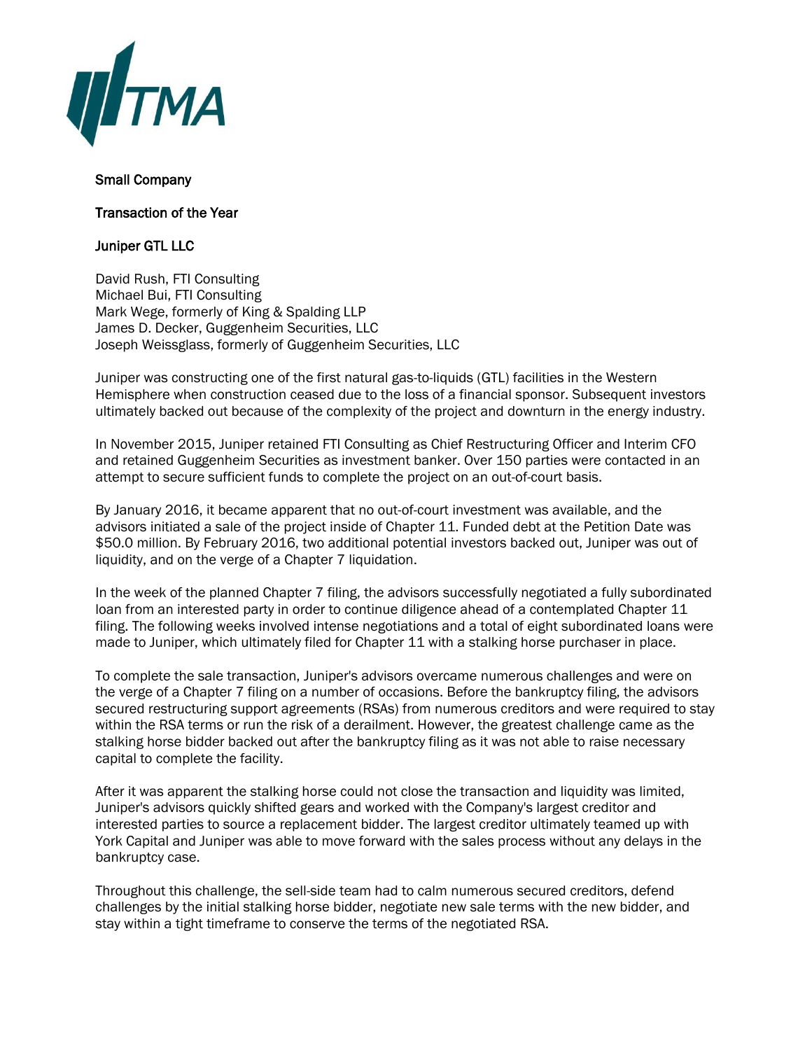TMA

Small Company

Transaction of the Year

Juniper GTL LLC

David Rush, FTI Consulting
Michael Bui, FTI Consulting
Mark Wege, formerly of King & Spalding LLP
James D. Decker, Guggenheim Securities, LLC
Joseph Weissglass, formerly of Guggenheim Securities, LLC

Juniper was constructing one of the first natural gas-to-liquids (GTL) facilities in the Western Hemisphere when construction ceased due to the loss of a financial sponsor. Subsequent investors ultimately backed out because of the complexity of the project and downturn in the energy industry.

In November 2015, Juniper retained FTI Consulting as Chief Restructuring Officer and Interim CFO and retained Guggenheim Securities as investment banker. Over 150 parties were contacted in an attempt to secure sufficient funds to complete the project on an out-of-court basis.

By January 2016, it became apparent that no out-of-court investment was available, and the advisors initiated a sale of the project inside of Chapter 11. Funded debt at the Petition Date was $50.0 million. By February 2016, two additional potential investors backed out, Juniper was out of liquidity, and on the verge of a Chapter 7 liquidation.

In the week of the planned Chapter 7 filing, the advisors successfully negotiated a fully subordinated loan from an interested party in order to continue diligence ahead of a contemplated Chapter 11 filing. The following weeks involved intense negotiations and a total of eight subordinated loans were made to Juniper, which ultimately filed for Chapter 11 with a stalking horse purchaser in place.

To complete the sale transaction, Juniper's advisors overcame numerous challenges and were on the verge of a Chapter 7 filing on a number of occasions. Before the bankruptcy filing, the advisors secured restructuring support agreements (RSAs) from numerous creditors and were required to stay within the RSA terms or run the risk of a derailment. However, the greatest challenge came as the stalking horse bidder backed out after the bankruptcy filing as it was not able to raise necessary capital to complete the facility.

After it was apparent the stalking horse could not close the transaction and liquidity was limited, Juniper's advisors quickly shifted gears and worked with the Company's largest creditor and interested parties to source a replacement bidder. The largest creditor ultimately teamed up with York Capital and Juniper was able to move forward with the sales process without any delays in the bankruptcy case.

Throughout this challenge, the sell-side team had to calm numerous secured creditors, defend challenges by the initial stalking horse bidder, negotiate new sale terms with the new bidder, and stay within a tight timeframe to conserve the terms of the negotiated RSA.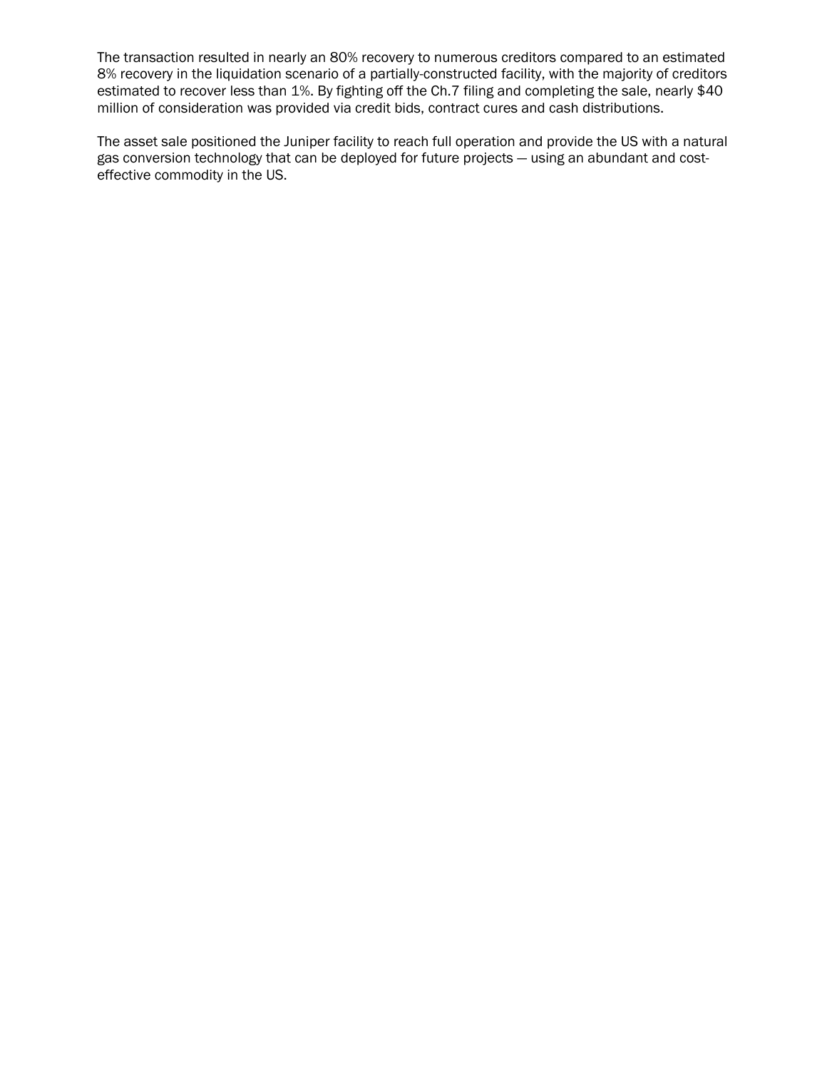The transaction resulted in nearly an 80% recovery to numerous creditors compared to an estimated 8% recovery in the liquidation scenario of a partially-constructed facility, with the majority of creditors estimated to recover less than 1%. By fighting off the Ch.7 filing and completing the sale, nearly $40 million of consideration was provided via credit bids, contract cures and cash distributions.

The asset sale positioned the Juniper facility to reach full operation and provide the US with a natural gas conversion technology that can be deployed for future projects — using an abundant and cost-effective commodity in the US.